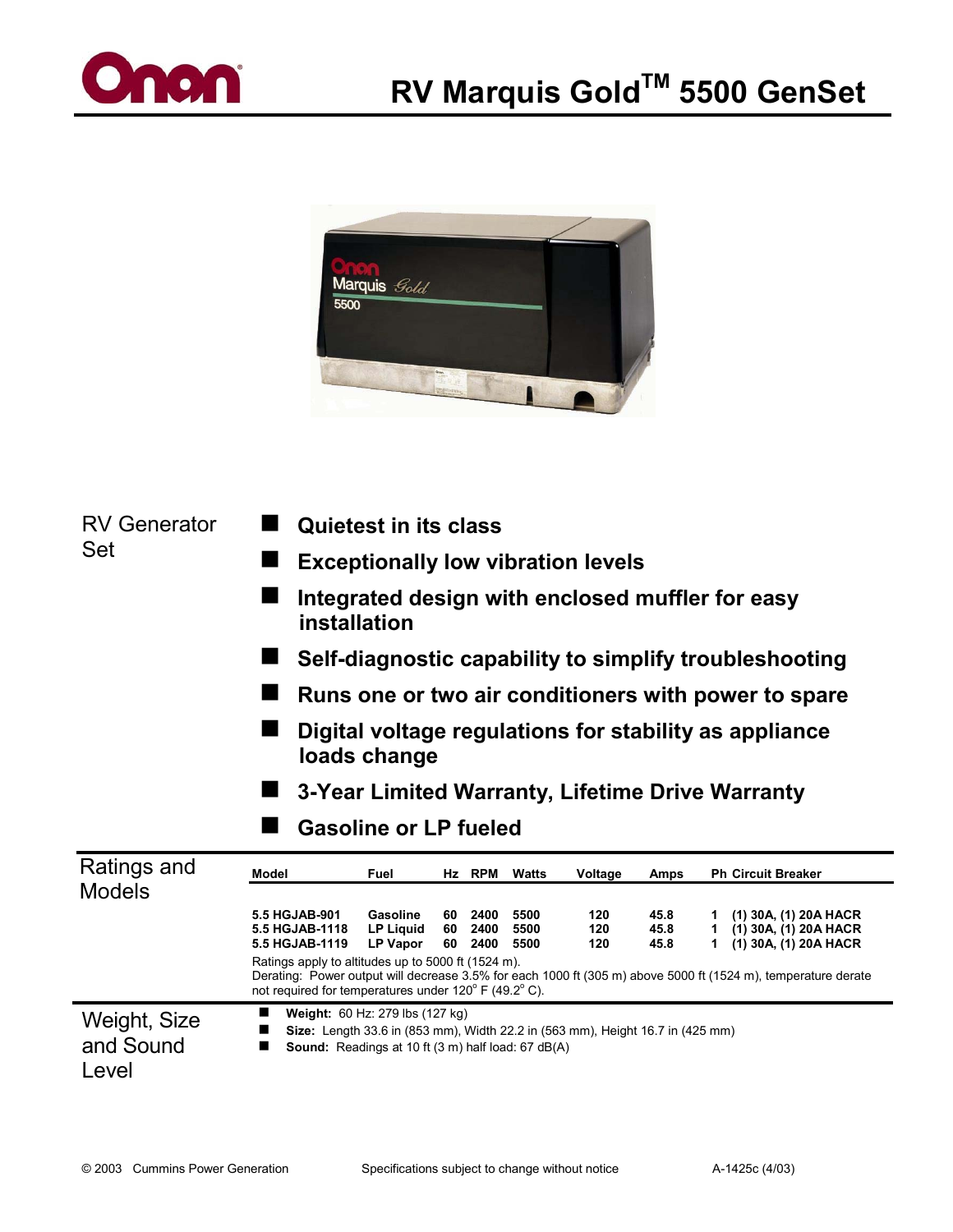# RV Marquis Gold™ 5500 GenSet

## RV Generator Set

- **Quietest in its class**
- **Exceptionally low vibration levels**
- **Integrated design with enclosed muffler for easy installation**
- **Self-diagnostic capability to simplify troubleshooting**
- **Runs one or two air conditioners with power to spare**
- **Digital voltage regulations for stability as appliance loads change**
- **3-Year Limited Warranty, Lifetime Drive Warranty**
- **Gasoline or LP fueled**

## Ratings and Models

| Model | Fuel | Hz | RPM | Watts | Voltage | Amps | Ph | Circuit Breaker |
|---|---|---|---|---|---|---|---|---|
| 5.5 HGJAB-901 | Gasoline | 60 | 2400 | 5500 | 120 | 45.8 | 1 | (1) 30A, (1) 20A HACR |
| 5.5 HGJAB-1118 | LP Liquid | 60 | 2400 | 5500 | 120 | 45.8 | 1 | (1) 30A, (1) 20A HACR |
| 5.5 HGJAB-1119 | LP Vapor | 60 | 2400 | 5500 | 120 | 45.8 | 1 | (1) 30A, (1) 20A HACR |

Ratings apply to altitudes up to 5000 ft (1524 m).
Derating: Power output will decrease 3.5% for each 1000 ft (305 m) above 5000 ft (1524 m), temperature derate not required for temperatures under 120° F (49.2° C).

## Weight, Size and Sound Level

- **Weight:** 60 Hz: 279 lbs (127 kg)
- **Size:** Length 33.6 in (853 mm), Width 22.2 in (563 mm), Height 16.7 in (425 mm)
- **Sound:** Readings at 10 ft (3 m) half load: 67 dB(A)

© 2003 Cummins Power Generation Specifications subject to change without notice A-1425c (4/03)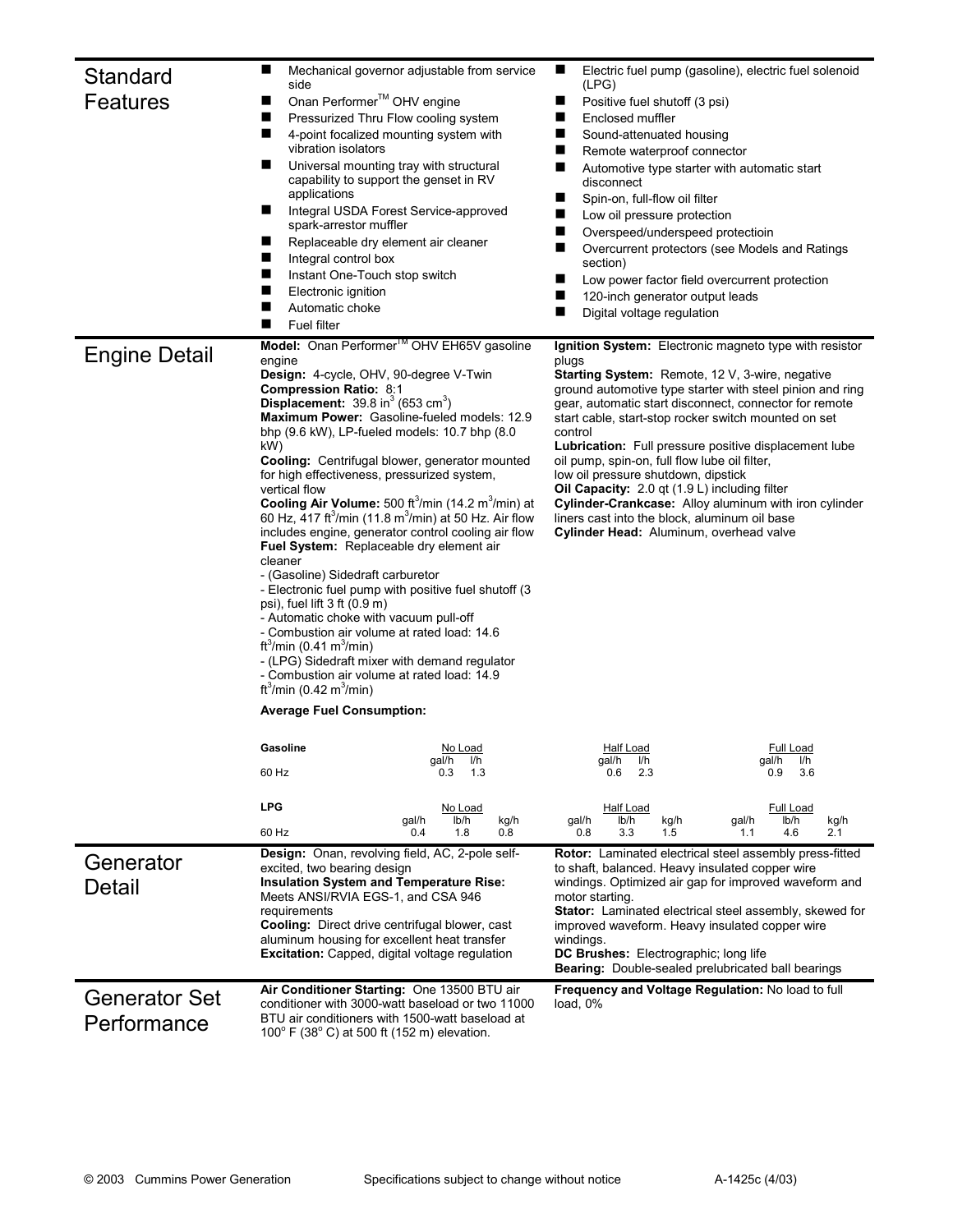## Standard Features

- Mechanical governor adjustable from service side
- Onan Performer™ OHV engine
- Pressurized Thru Flow cooling system
- 4-point focalized mounting system with vibration isolators
- Universal mounting tray with structural capability to support the genset in RV applications
- Integral USDA Forest Service-approved spark-arrestor muffler
- Replaceable dry element air cleaner
- Integral control box
- Instant One-Touch stop switch
- Electronic ignition
- Automatic choke
- Fuel filter
- Electric fuel pump (gasoline), electric fuel solenoid (LPG)
- Positive fuel shutoff (3 psi)
- Enclosed muffler
- Sound-attenuated housing
- Remote waterproof connector
- Automotive type starter with automatic start disconnect
- Spin-on, full-flow oil filter
- Low oil pressure protection
- Overspeed/underspeed protectioin
- Overcurrent protectors (see Models and Ratings section)
- Low power factor field overcurrent protection
- 120-inch generator output leads
- Digital voltage regulation

## Engine Detail

**Model:** Onan Performer™ OHV EH65V gasoline engine
**Design:** 4-cycle, OHV, 90-degree V-Twin
**Compression Ratio:** 8:1
**Displacement:** 39.8 in$^3$ (653 cm$^3$)
**Maximum Power:** Gasoline-fueled models: 12.9 bhp (9.6 kW), LP-fueled models: 10.7 bhp (8.0 kW)
**Cooling:** Centrifugal blower, generator mounted for high effectiveness, pressurized system, vertical flow
**Cooling Air Volume:** 500 ft$^3$/min (14.2 m$^3$/min) at 60 Hz, 417 ft$^3$/min (11.8 m$^3$/min) at 50 Hz. Air flow includes engine, generator control cooling air flow
**Fuel System:** Replaceable dry element air cleaner
- (Gasoline) Sidedraft carburetor
- Electronic fuel pump with positive fuel shutoff (3 psi), fuel lift 3 ft (0.9 m)
- Automatic choke with vacuum pull-off
- Combustion air volume at rated load: 14.6 ft$^3$/min (0.41 m$^3$/min)
- (LPG) Sidedraft mixer with demand regulator
- Combustion air volume at rated load: 14.9 ft$^3$/min (0.42 m$^3$/min)

**Ignition System:** Electronic magneto type with resistor plugs
**Starting System:** Remote, 12 V, 3-wire, negative ground automotive type starter with steel pinion and ring gear, automatic start disconnect, connector for remote start cable, start-stop rocker switch mounted on set control
**Lubrication:** Full pressure positive displacement lube oil pump, spin-on, full flow lube oil filter, low oil pressure shutdown, dipstick
**Oil Capacity:** 2.0 qt (1.9 L) including filter
**Cylinder-Crankcase:** Alloy aluminum with iron cylinder liners cast into the block, aluminum oil base
**Cylinder Head:** Aluminum, overhead valve

**Average Fuel Consumption:**

| Gasoline | No Load | | Half Load | | Full Load | |
|---|---|---|---|---|---|---|
| | gal/h | l/h | gal/h | l/h | gal/h | l/h |
| 60 Hz | 0.3 | 1.3 | 0.6 | 2.3 | 0.9 | 3.6 |

| LPG | No Load | | | Half Load | | | Full Load | | |
|---|---|---|---|---|---|---|---|---|---|
| | gal/h | lb/h | kg/h | gal/h | lb/h | kg/h | gal/h | lb/h | kg/h |
| 60 Hz | 0.4 | 1.8 | 0.8 | 0.8 | 3.3 | 1.5 | 1.1 | 4.6 | 2.1 |

## Generator Detail

**Design:** Onan, revolving field, AC, 2-pole self-excited, two bearing design
**Insulation System and Temperature Rise:** Meets ANSI/RVIA EGS-1, and CSA 946 requirements
**Cooling:** Direct drive centrifugal blower, cast aluminum housing for excellent heat transfer
**Excitation:** Capped, digital voltage regulation
**Rotor:** Laminated electrical steel assembly press-fitted to shaft, balanced. Heavy insulated copper wire windings. Optimized air gap for improved waveform and motor starting.
**Stator:** Laminated electrical steel assembly, skewed for improved waveform. Heavy insulated copper wire windings.
**DC Brushes:** Electrographic; long life
**Bearing:** Double-sealed prelubricated ball bearings

## Generator Set Performance

**Air Conditioner Starting:** One 13500 BTU air conditioner with 3000-watt baseload or two 11000 BTU air conditioners with 1500-watt baseload at 100° F (38° C) at 500 ft (152 m) elevation.
**Frequency and Voltage Regulation:** No load to full load, 0%

© 2003 Cummins Power Generation    Specifications subject to change without notice    A-1425c (4/03)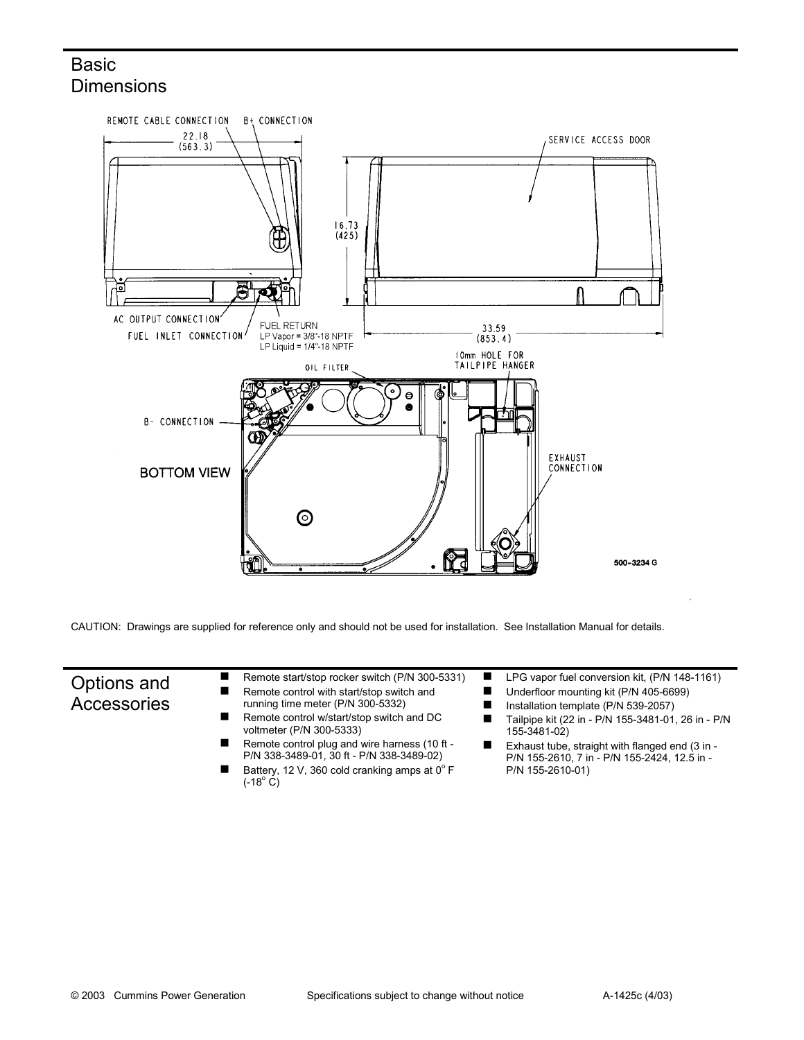# Basic Dimensions

REMOTE CABLE CONNECTION

B+ CONNECTION

22.18 (563.3)

SERVICE ACCESS DOOR

16.73 (425)

AC OUTPUT CONNECTION

FUEL INLET CONNECTION

FUEL RETURN
LP Vapor = 3/8"-18 NPTF
LP Liquid = 1/4"-18 NPTF

33.59 (853.4)

10mm HOLE FOR TAILPIPE HANGER

OIL FILTER

B- CONNECTION

BOTTOM VIEW

EXHAUST CONNECTION

500-3234 G

CAUTION: Drawings are supplied for reference only and should not be used for installation. See Installation Manual for details.

# Options and Accessories

- Remote start/stop rocker switch (P/N 300-5331)
- Remote control with start/stop switch and running time meter (P/N 300-5332)
- Remote control w/start/stop switch and DC voltmeter (P/N 300-5333)
- Remote control plug and wire harness (10 ft - P/N 338-3489-01, 30 ft - P/N 338-3489-02)
- Battery, 12 V, 360 cold cranking amps at 0° F (-18° C)
- LPG vapor fuel conversion kit, (P/N 148-1161)
- Underfloor mounting kit (P/N 405-6699)
- Installation template (P/N 539-2057)
- Tailpipe kit (22 in - P/N 155-3481-01, 26 in - P/N 155-3481-02)
- Exhaust tube, straight with flanged end (3 in - P/N 155-2610, 7 in - P/N 155-2424, 12.5 in - P/N 155-2610-01)

© 2003 Cummins Power Generation    Specifications subject to change without notice    A-1425c (4/03)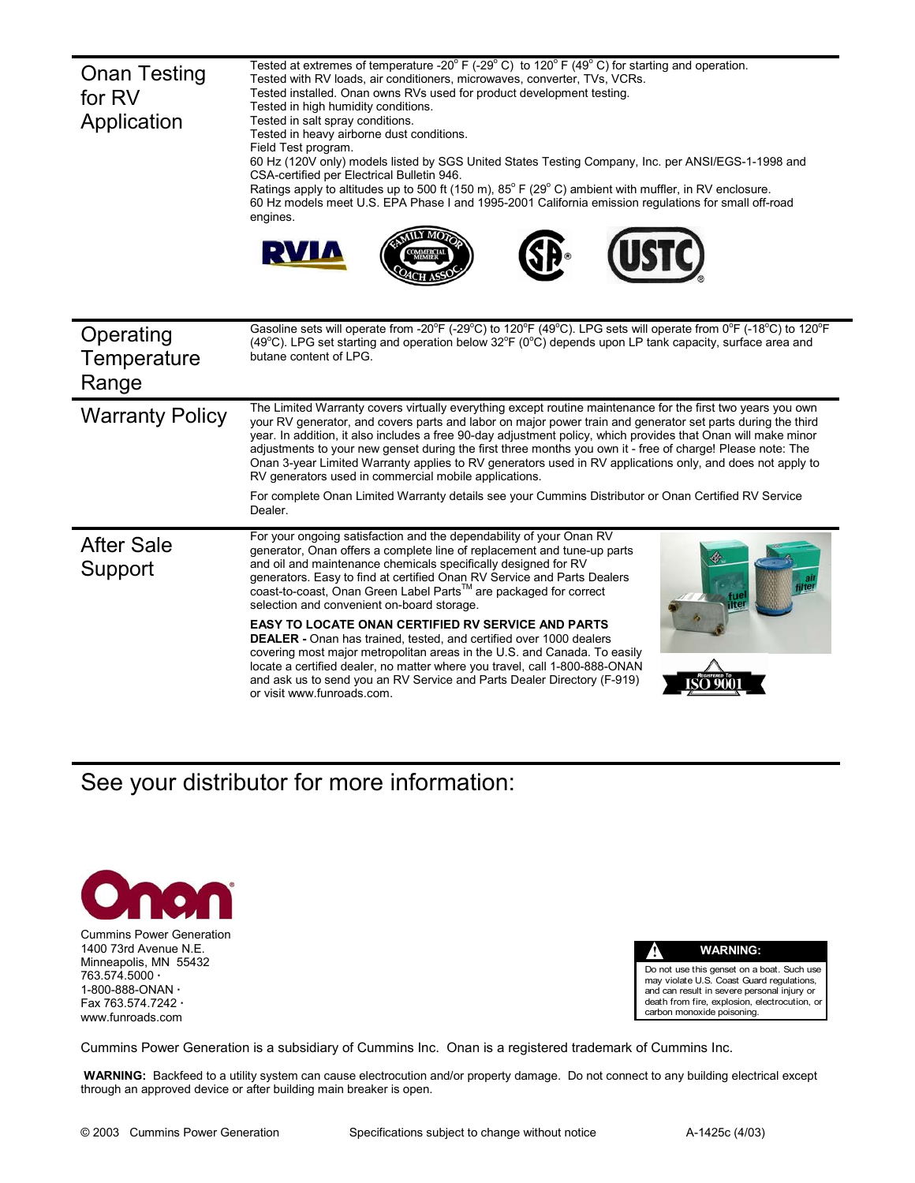## Onan Testing for RV Application

Tested at extremes of temperature -20° F (-29° C) to 120° F (49° C) for starting and operation.
Tested with RV loads, air conditioners, microwaves, converter, TVs, VCRs.
Tested installed. Onan owns RVs used for product development testing.
Tested in high humidity conditions.
Tested in salt spray conditions.
Tested in heavy airborne dust conditions.
Field Test program.
60 Hz (120V only) models listed by SGS United States Testing Company, Inc. per ANSI/EGS-1-1998 and CSA-certified per Electrical Bulletin 946.
Ratings apply to altitudes up to 500 ft (150 m), 85° F (29° C) ambient with muffler, in RV enclosure.
60 Hz models meet U.S. EPA Phase I and 1995-2001 California emission regulations for small off-road engines.

## Operating Temperature Range

Gasoline sets will operate from -20°F (-29°C) to 120°F (49°C). LPG sets will operate from 0°F (-18°C) to 120°F (49°C). LPG set starting and operation below 32°F (0°C) depends upon LP tank capacity, surface area and butane content of LPG.

## Warranty Policy

The Limited Warranty covers virtually everything except routine maintenance for the first two years you own your RV generator, and covers parts and labor on major power train and generator set parts during the third year. In addition, it also includes a free 90-day adjustment policy, which provides that Onan will make minor adjustments to your new genset during the first three months you own it - free of charge! Please note: The Onan 3-year Limited Warranty applies to RV generators used in RV applications only, and does not apply to RV generators used in commercial mobile applications.

For complete Onan Limited Warranty details see your Cummins Distributor or Onan Certified RV Service Dealer.

## After Sale Support

For your ongoing satisfaction and the dependability of your Onan RV generator, Onan offers a complete line of replacement and tune-up parts and oil and maintenance chemicals specifically designed for RV generators. Easy to find at certified Onan RV Service and Parts Dealers coast-to-coast, Onan Green Label Parts™ are packaged for correct selection and convenient on-board storage.

**EASY TO LOCATE ONAN CERTIFIED RV SERVICE AND PARTS DEALER -** Onan has trained, tested, and certified over 1000 dealers covering most major metropolitan areas in the U.S. and Canada. To easily locate a certified dealer, no matter where you travel, call 1-800-888-ONAN and ask us to send you an RV Service and Parts Dealer Directory (F-919) or visit www.funroads.com.

## See your distributor for more information:

Cummins Power Generation
1400 73rd Avenue N.E.
Minneapolis, MN 55432
763.574.5000 ·
1-800-888-ONAN ·
Fax 763.574.7242 ·
www.funroads.com

**WARNING:** Do not use this genset on a boat. Such use may violate U.S. Coast Guard regulations, and can result in severe personal injury or death from fire, explosion, electrocution, or carbon monoxide poisoning.

Cummins Power Generation is a subsidiary of Cummins Inc. Onan is a registered trademark of Cummins Inc.

**WARNING:** Backfeed to a utility system can cause electrocution and/or property damage. Do not connect to any building electrical except through an approved device or after building main breaker is open.

© 2003 Cummins Power Generation    Specifications subject to change without notice    A-1425c (4/03)